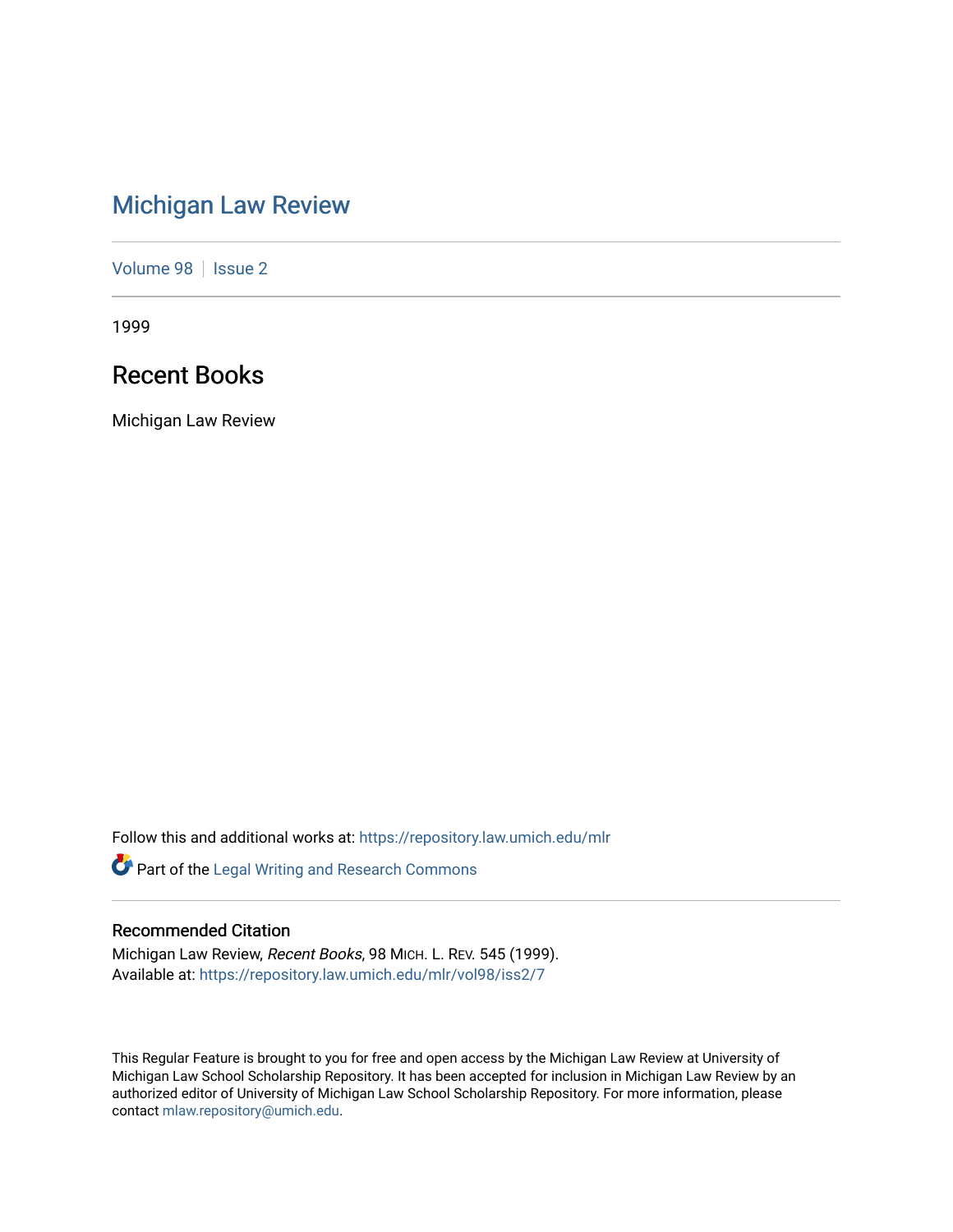# Michigan Law Review

Volume 98 | Issue 2

1999

## Recent Books

Michigan Law Review

Follow this and additional works at: https://repository.law.umich.edu/mlr

Part of the Legal Writing and Research Commons

### Recommended Citation

Michigan Law Review, *Recent Books*, 98 MICH. L. REV. 545 (1999).
Available at: https://repository.law.umich.edu/mlr/vol98/iss2/7

This Regular Feature is brought to you for free and open access by the Michigan Law Review at University of Michigan Law School Scholarship Repository. It has been accepted for inclusion in Michigan Law Review by an authorized editor of University of Michigan Law School Scholarship Repository. For more information, please contact mlaw.repository@umich.edu.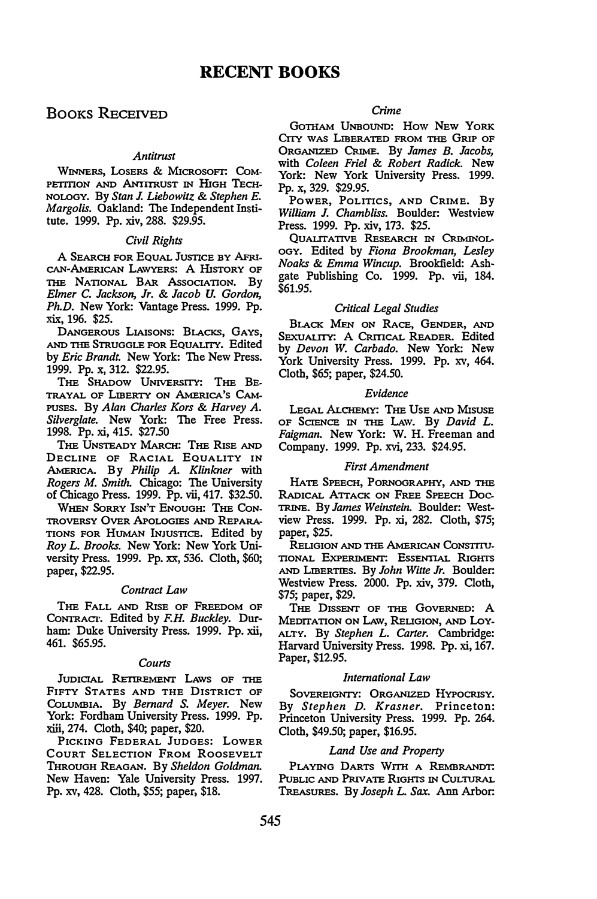# RECENT BOOKS

## BOOKS RECEIVED

### *Antitrust*

WINNERS, LOSERS & MICROSOFT: COMPETITION AND ANTITRUST IN HIGH TECHNOLOGY. By *Stan J. Liebowitz & Stephen E. Margolis*. Oakland: The Independent Institute. 1999. Pp. xiv, 288. $29.95.

### *Civil Rights*

A SEARCH FOR EQUAL JUSTICE BY AFRICAN-AMERICAN LAWYERS: A HISTORY OF THE NATIONAL BAR ASSOCIATION. By *Elmer C. Jackson, Jr. & Jacob U. Gordon, Ph.D.* New York: Vantage Press. 1999. Pp. xix, 196. $25.

DANGEROUS LIAISONS: BLACKS, GAYS, AND THE STRUGGLE FOR EQUALITY. Edited by *Eric Brandt*. New York: The New Press. 1999. Pp. x, 312. $22.95.

THE SHADOW UNIVERSITY: THE BETRAYAL OF LIBERTY ON AMERICA'S CAMPUSES. By *Alan Charles Kors & Harvey A. Silverglate*. New York: The Free Press. 1998. Pp. xi, 415. $27.50

THE UNSTEADY MARCH: THE RISE AND DECLINE OF RACIAL EQUALITY IN AMERICA. By *Philip A. Klinkner* with *Rogers M. Smith*. Chicago: The University of Chicago Press. 1999. Pp. vii, 417. $32.50.

WHEN SORRY ISN'T ENOUGH: THE CONTROVERSY OVER APOLOGIES AND REPARATIONS FOR HUMAN INJUSTICE. Edited by *Roy L. Brooks*. New York: New York University Press. 1999. Pp. xx, 536. Cloth, $60; paper, $22.95.

### *Contract Law*

THE FALL AND RISE OF FREEDOM OF CONTRACT. Edited by *F.H. Buckley*. Durham: Duke University Press. 1999. Pp. xii, 461. $65.95.

### *Courts*

JUDICIAL RETIREMENT LAWS OF THE FIFTY STATES AND THE DISTRICT OF COLUMBIA. By *Bernard S. Meyer*. New York: Fordham University Press. 1999. Pp. xiii, 274. Cloth, $40; paper, $20.

PICKING FEDERAL JUDGES: LOWER COURT SELECTION FROM ROOSEVELT THROUGH REAGAN. By *Sheldon Goldman*. New Haven: Yale University Press. 1997. Pp. xv, 428. Cloth, $55; paper, $18.

### *Crime*

GOTHAM UNBOUND: HOW NEW YORK CITY WAS LIBERATED FROM THE GRIP OF ORGANIZED CRIME. By *James B. Jacobs*, with *Coleen Friel & Robert Radick*. New York: New York University Press. 1999. Pp. x, 329. $29.95.

POWER, POLITICS, AND CRIME. By *William J. Chambliss*. Boulder: Westview Press. 1999. Pp. xiv, 173. $25.

QUALITATIVE RESEARCH IN CRIMINOLOGY. Edited by *Fiona Brookman, Lesley Noaks & Emma Wincup*. Brookfield: Ashgate Publishing Co. 1999. Pp. vii, 184. $61.95.

### *Critical Legal Studies*

BLACK MEN ON RACE, GENDER, AND SEXUALITY: A CRITICAL READER. Edited by *Devon W. Carbado*. New York: New York University Press. 1999. Pp. xv, 464. Cloth, $65; paper, $24.50.

### *Evidence*

LEGAL ALCHEMY: THE USE AND MISUSE OF SCIENCE IN THE LAW. By *David L. Faigman*. New York: W. H. Freeman and Company. 1999. Pp. xvi, 233. $24.95.

### *First Amendment*

HATE SPEECH, PORNOGRAPHY, AND THE RADICAL ATTACK ON FREE SPEECH DOCTRINE. By *James Weinstein*. Boulder: Westview Press. 1999. Pp. xi, 282. Cloth, $75; paper, $25.

RELIGION AND THE AMERICAN CONSTITUTIONAL EXPERIMENT: ESSENTIAL RIGHTS AND LIBERTIES. By *John Witte Jr.* Boulder: Westview Press. 2000. Pp. xiv, 379. Cloth, $75; paper, $29.

THE DISSENT OF THE GOVERNED: A MEDITATION ON LAW, RELIGION, AND LOYALTY. By *Stephen L. Carter*. Cambridge: Harvard University Press. 1998. Pp. xi, 167. Paper, $12.95.

### *International Law*

SOVEREIGNTY: ORGANIZED HYPOCRISY. By *Stephen D. Krasner*. Princeton: Princeton University Press. 1999. Pp. 264. Cloth, $49.50; paper, $16.95.

### *Land Use and Property*

PLAYING DARTS WITH A REMBRANDT: PUBLIC AND PRIVATE RIGHTS IN CULTURAL TREASURES. By *Joseph L. Sax*. Ann Arbor: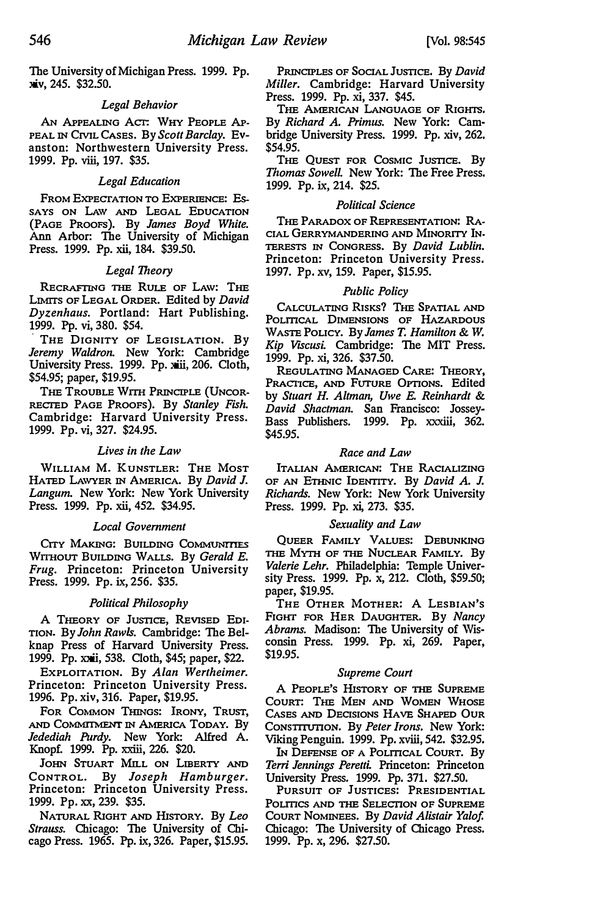The University of Michigan Press. 1999. Pp. xiv, 245. $32.50.

### *Legal Behavior*

AN APPEALING ACT: WHY PEOPLE APPEAL IN CIVIL CASES. By *Scott Barclay*. Evanston: Northwestern University Press. 1999. Pp. viii, 197. $35.

### *Legal Education*

FROM EXPECTATION TO EXPERIENCE: ESSAYS ON LAW AND LEGAL EDUCATION (PAGE PROOFS). By *James Boyd White*. Ann Arbor: The University of Michigan Press. 1999. Pp. xii, 184. $39.50.

### *Legal Theory*

RECRAFTING THE RULE OF LAW: THE LIMITS OF LEGAL ORDER. Edited by *David Dyzenhaus*. Portland: Hart Publishing. 1999. Pp. vi, 380. $54.

THE DIGNITY OF LEGISLATION. By *Jeremy Waldron*. New York: Cambridge University Press. 1999. Pp. xiii, 206. Cloth, $54.95; paper, $19.95.

THE TROUBLE WITH PRINCIPLE (UNCORRECTED PAGE PROOFS). By *Stanley Fish*. Cambridge: Harvard University Press. 1999. Pp. vi, 327. $24.95.

### *Lives in the Law*

WILLIAM M. KUNSTLER: THE MOST HATED LAWYER IN AMERICA. By *David J. Langum*. New York: New York University Press. 1999. Pp. xii, 452. $34.95.

### *Local Government*

CITY MAKING: BUILDING COMMUNITIES WITHOUT BUILDING WALLS. By *Gerald E. Frug*. Princeton: Princeton University Press. 1999. Pp. ix, 256. $35.

### *Political Philosophy*

A THEORY OF JUSTICE, REVISED EDITION. By *John Rawls*. Cambridge: The Belknap Press of Harvard University Press. 1999. Pp. xxii, 538. Cloth, $45; paper, $22.

EXPLOITATION. By *Alan Wertheimer*. Princeton: Princeton University Press. 1996. Pp. xiv, 316. Paper, $19.95.

FOR COMMON THINGS: IRONY, TRUST, AND COMMITMENT IN AMERICA TODAY. By *Jedediah Purdy*. New York: Alfred A. Knopf. 1999. Pp. xxiii, 226. $20.

JOHN STUART MILL ON LIBERTY AND CONTROL. By *Joseph Hamburger*. Princeton: Princeton University Press. 1999. Pp. xx, 239. $35.

NATURAL RIGHT AND HISTORY. By *Leo Strauss*. Chicago: The University of Chicago Press. 1965. Pp. ix, 326. Paper, $15.95.

PRINCIPLES OF SOCIAL JUSTICE. By *David Miller*. Cambridge: Harvard University Press. 1999. Pp. xi, 337. $45.

THE AMERICAN LANGUAGE OF RIGHTS. By *Richard A. Primus*. New York: Cambridge University Press. 1999. Pp. xiv, 262. $54.95.

THE QUEST FOR COSMIC JUSTICE. By *Thomas Sowell*. New York: The Free Press. 1999. Pp. ix, 214. $25.

### *Political Science*

THE PARADOX OF REPRESENTATION: RACIAL GERRYMANDERING AND MINORITY INTERESTS IN CONGRESS. By *David Lublin*. Princeton: Princeton University Press. 1997. Pp. xv, 159. Paper, $15.95.

### *Public Policy*

CALCULATING RISKS? THE SPATIAL AND POLITICAL DIMENSIONS OF HAZARDOUS WASTE POLICY. By *James T. Hamilton & W. Kip Viscusi*. Cambridge: The MIT Press. 1999. Pp. xi, 326. $37.50.

REGULATING MANAGED CARE: THEORY, PRACTICE, AND FUTURE OPTIONS. Edited by *Stuart H. Altman, Uwe E. Reinhardt & David Shactman*. San Francisco: Jossey-Bass Publishers. 1999. Pp. xxxiii, 362. $45.95.

### *Race and Law*

ITALIAN AMERICAN: THE RACIALIZING OF AN ETHNIC IDENTITY. By *David A. J. Richards*. New York: New York University Press. 1999. Pp. xi, 273. $35.

### *Sexuality and Law*

QUEER FAMILY VALUES: DEBUNKING THE MYTH OF THE NUCLEAR FAMILY. By *Valerie Lehr*. Philadelphia: Temple University Press. 1999. Pp. x, 212. Cloth, $59.50; paper, $19.95.

THE OTHER MOTHER: A LESBIAN'S FIGHT FOR HER DAUGHTER. By *Nancy Abrams*. Madison: The University of Wisconsin Press. 1999. Pp. xi, 269. Paper, $19.95.

### *Supreme Court*

A PEOPLE'S HISTORY OF THE SUPREME COURT: THE MEN AND WOMEN WHOSE CASES AND DECISIONS HAVE SHAPED OUR CONSTITUTION. By *Peter Irons*. New York: Viking Penguin. 1999. Pp. xviii, 542. $32.95.

IN DEFENSE OF A POLITICAL COURT. By *Terri Jennings Peretti*. Princeton: Princeton University Press. 1999. Pp. 371. $27.50.

PURSUIT OF JUSTICES: PRESIDENTIAL POLITICS AND THE SELECTION OF SUPREME COURT NOMINEES. By *David Alistair Yalof*. Chicago: The University of Chicago Press. 1999. Pp. x, 296. $27.50.